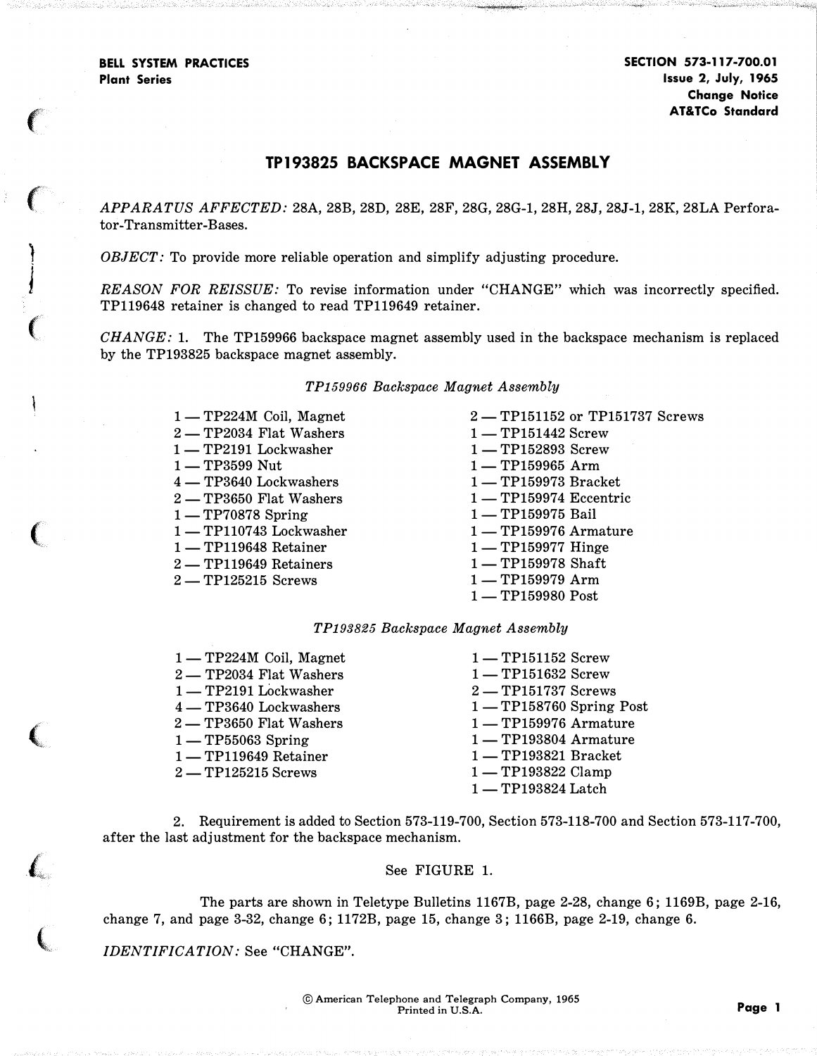BELL SYSTEM PRACTICES
Plant Series

SECTION 573-117-700.01
Issue 2, July, 1965
Change Notice
AT&TCo Standard

# TP193825 BACKSPACE MAGNET ASSEMBLY

*APPARATUS AFFECTED:* 28A, 28B, 28D, 28E, 28F, 28G, 28G-1, 28H, 28J, 28J-1, 28K, 28LA Perforator-Transmitter-Bases.

*OBJECT:* To provide more reliable operation and simplify adjusting procedure.

*REASON FOR REISSUE:* To revise information under "CHANGE" which was incorrectly specified. TP119648 retainer is changed to read TP119649 retainer.

*CHANGE:* 1. The TP159966 backspace magnet assembly used in the backspace mechanism is replaced by the TP193825 backspace magnet assembly.

*TP159966 Backspace Magnet Assembly*

- 1 — TP224M Coil, Magnet
- 2 — TP2034 Flat Washers
- 1 — TP2191 Lockwasher
- 1 — TP3599 Nut
- 4 — TP3640 Lockwashers
- 2 — TP3650 Flat Washers
- 1 — TP70878 Spring
- 1 — TP110743 Lockwasher
- 1 — TP119648 Retainer
- 2 — TP119649 Retainers
- 2 — TP125215 Screws
- 2 — TP151152 or TP151737 Screws
- 1 — TP151442 Screw
- 1 — TP152893 Screw
- 1 — TP159965 Arm
- 1 — TP159973 Bracket
- 1 — TP159974 Eccentric
- 1 — TP159975 Bail
- 1 — TP159976 Armature
- 1 — TP159977 Hinge
- 1 — TP159978 Shaft
- 1 — TP159979 Arm
- 1 — TP159980 Post

*TP193825 Backspace Magnet Assembly*

- 1 — TP224M Coil, Magnet
- 2 — TP2034 Flat Washers
- 1 — TP2191 Lockwasher
- 4 — TP3640 Lockwashers
- 2 — TP3650 Flat Washers
- 1 — TP55063 Spring
- 1 — TP119649 Retainer
- 2 — TP125215 Screws
- 1 — TP151152 Screw
- 1 — TP151632 Screw
- 2 — TP151737 Screws
- 1 — TP158760 Spring Post
- 1 — TP159976 Armature
- 1 — TP193804 Armature
- 1 — TP193821 Bracket
- 1 — TP193822 Clamp
- 1 — TP193824 Latch

2. Requirement is added to Section 573-119-700, Section 573-118-700 and Section 573-117-700, after the last adjustment for the backspace mechanism.

See FIGURE 1.

The parts are shown in Teletype Bulletins 1167B, page 2-28, change 6; 1169B, page 2-16, change 7, and page 3-32, change 6; 1172B, page 15, change 3; 1166B, page 2-19, change 6.

*IDENTIFICATION:* See "CHANGE".

© American Telephone and Telegraph Company, 1965
Printed in U.S.A.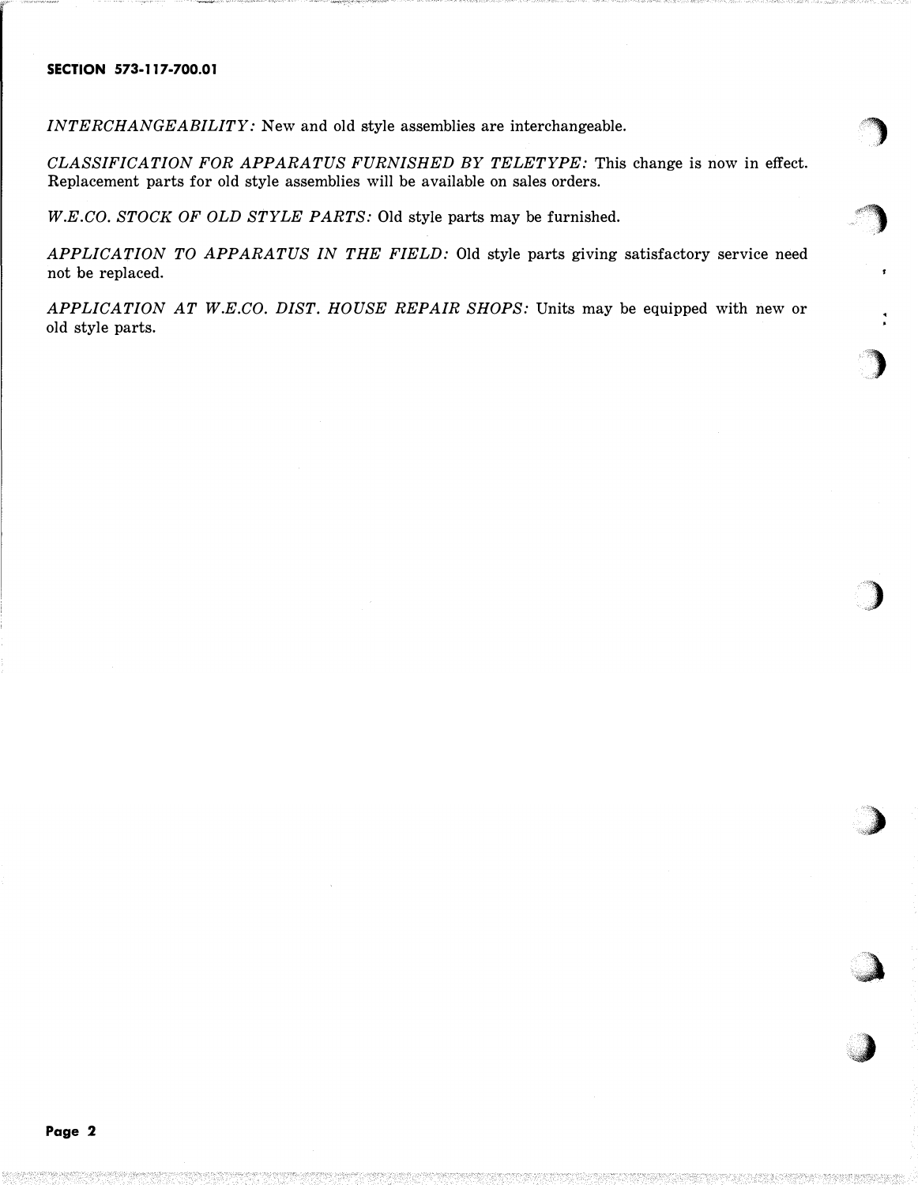*INTERCHANGEABILITY:* New and old style assemblies are interchangeable.

*CLASSIFICATION FOR APPARATUS FURNISHED BY TELETYPE:* This change is now in effect. Replacement parts for old style assemblies will be available on sales orders.

*W.E.CO. STOCK OF OLD STYLE PARTS:* Old style parts may be furnished.

*APPLICATION TO APPARATUS IN THE FIELD:* Old style parts giving satisfactory service need not be replaced.

*APPLICATION AT W.E.CO. DIST. HOUSE REPAIR SHOPS:* Units may be equipped with new or old style parts.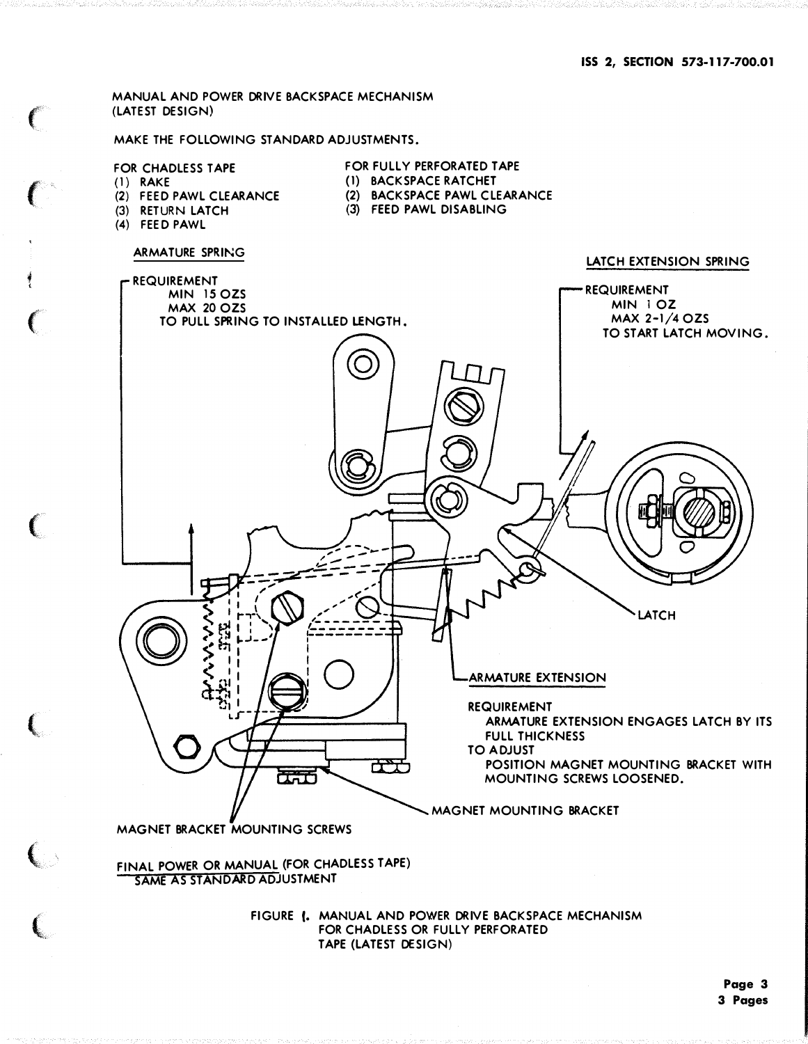MANUAL AND POWER DRIVE BACKSPACE MECHANISM (LATEST DESIGN)

MAKE THE FOLLOWING STANDARD ADJUSTMENTS.

FOR CHADLESS TAPE

(1) RAKE
(2) FEED PAWL CLEARANCE
(3) RETURN LATCH
(4) FEED PAWL

FOR FULLY PERFORATED TAPE

(1) BACKSPACE RATCHET
(2) BACKSPACE PAWL CLEARANCE
(3) FEED PAWL DISABLING

ARMATURE SPRING

REQUIREMENT
MIN 15 OZS
MAX 20 OZS
TO PULL SPRING TO INSTALLED LENGTH.

LATCH EXTENSION SPRING

REQUIREMENT
MIN 1 OZ
MAX 2-1/4 OZS
TO START LATCH MOVING.

LATCH

ARMATURE EXTENSION

REQUIREMENT
ARMATURE EXTENSION ENGAGES LATCH BY ITS FULL THICKNESS
TO ADJUST
POSITION MAGNET MOUNTING BRACKET WITH MOUNTING SCREWS LOOSENED.

MAGNET MOUNTING BRACKET

MAGNET BRACKET MOUNTING SCREWS

FINAL POWER OR MANUAL (FOR CHADLESS TAPE)
SAME AS STANDARD ADJUSTMENT

FIGURE 1. MANUAL AND POWER DRIVE BACKSPACE MECHANISM FOR CHADLESS OR FULLY PERFORATED TAPE (LATEST DESIGN)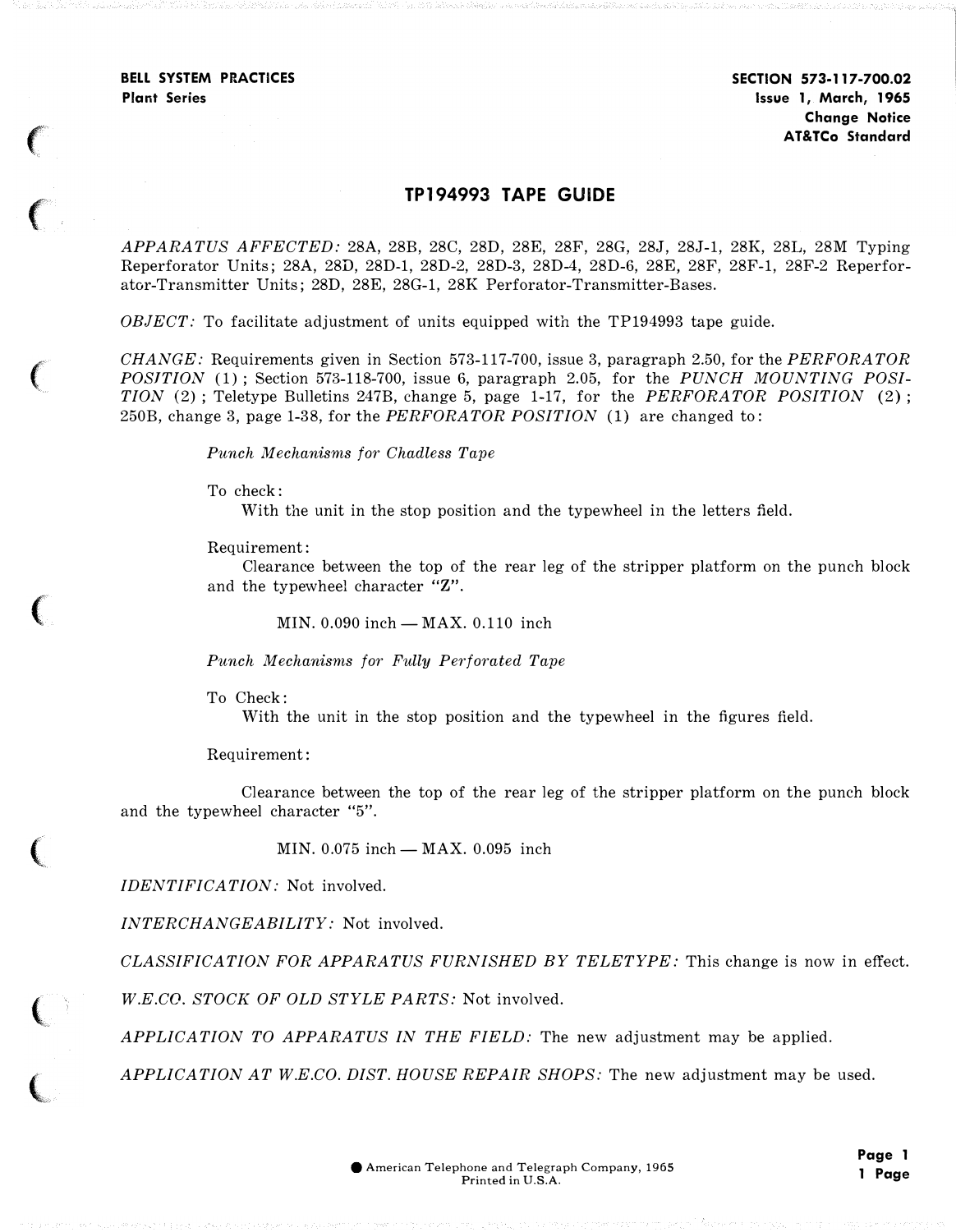BELL SYSTEM PRACTICES
Plant Series

SECTION 573-117-700.02
Issue 1, March, 1965
Change Notice
AT&TCo Standard

# TP194993 TAPE GUIDE

*APPARATUS AFFECTED:* 28A, 28B, 28C, 28D, 28E, 28F, 28G, 28J, 28J-1, 28K, 28L, 28M Typing Reperforator Units; 28A, 28D, 28D-1, 28D-2, 28D-3, 28D-4, 28D-6, 28E, 28F, 28F-1, 28F-2 Reperforator-Transmitter Units; 28D, 28E, 28G-1, 28K Perforator-Transmitter-Bases.

*OBJECT:* To facilitate adjustment of units equipped with the TP194993 tape guide.

*CHANGE:* Requirements given in Section 573-117-700, issue 3, paragraph 2.50, for the *PERFORATOR POSITION* (1); Section 573-118-700, issue 6, paragraph 2.05, for the *PUNCH MOUNTING POSITION* (2); Teletype Bulletins 247B, change 5, page 1-17, for the *PERFORATOR POSITION* (2); 250B, change 3, page 1-38, for the *PERFORATOR POSITION* (1) are changed to:

*Punch Mechanisms for Chadless Tape*

To check:
With the unit in the stop position and the typewheel in the letters field.

Requirement:
Clearance between the top of the rear leg of the stripper platform on the punch block and the typewheel character "Z".

MIN. 0.090 inch — MAX. 0.110 inch

*Punch Mechanisms for Fully Perforated Tape*

To Check:
With the unit in the stop position and the typewheel in the figures field.

Requirement:

Clearance between the top of the rear leg of the stripper platform on the punch block and the typewheel character "5".

MIN. 0.075 inch — MAX. 0.095 inch

*IDENTIFICATION:* Not involved.

*INTERCHANGEABILITY:* Not involved.

*CLASSIFICATION FOR APPARATUS FURNISHED BY TELETYPE:* This change is now in effect.

*W.E.CO. STOCK OF OLD STYLE PARTS:* Not involved.

*APPLICATION TO APPARATUS IN THE FIELD:* The new adjustment may be applied.

*APPLICATION AT W.E.CO. DIST. HOUSE REPAIR SHOPS:* The new adjustment may be used.

© American Telephone and Telegraph Company, 1965
Printed in U.S.A.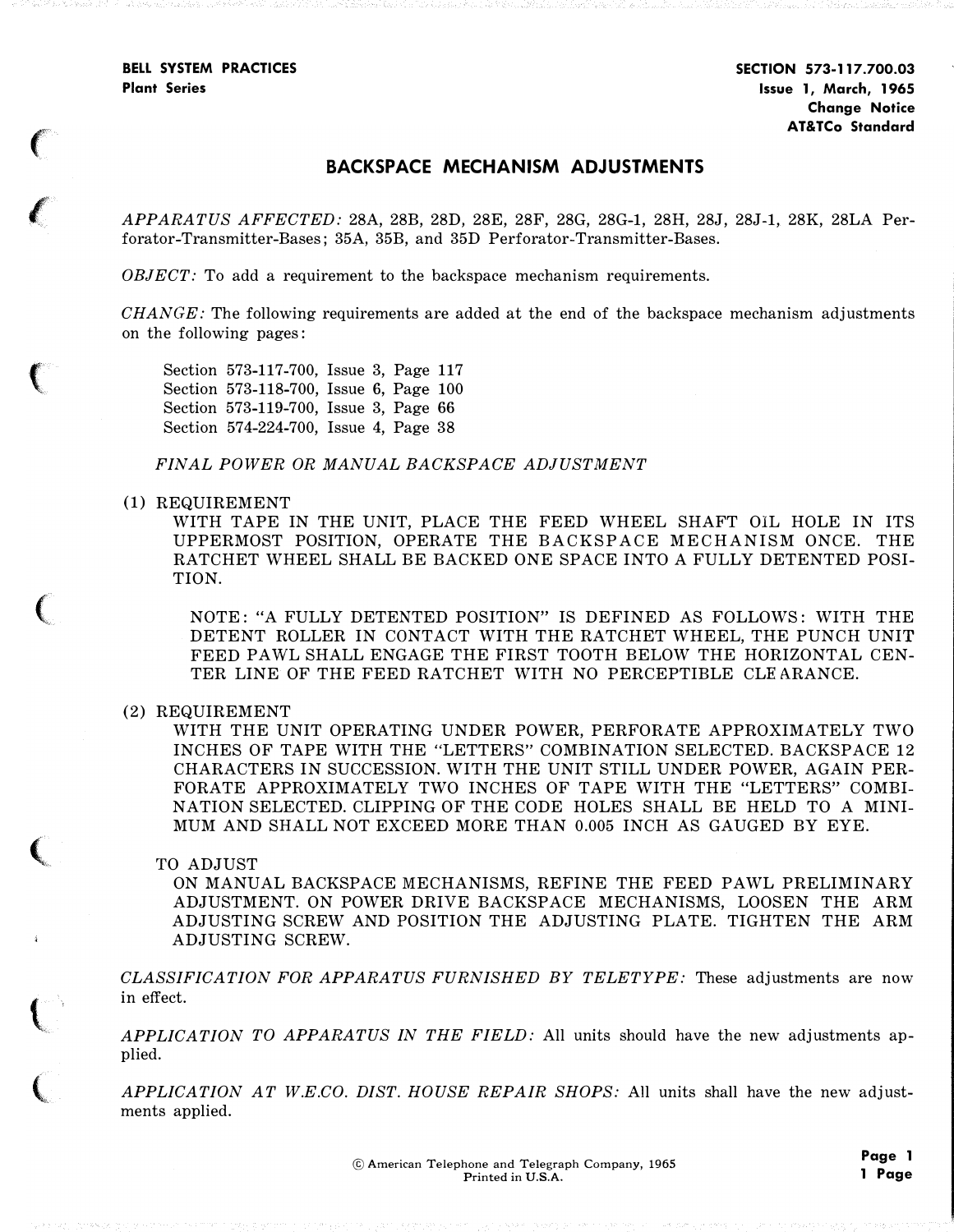BELL SYSTEM PRACTICES
Plant Series

SECTION 573-117.700.03
Issue 1, March, 1965
Change Notice
AT&TCo Standard

# BACKSPACE MECHANISM ADJUSTMENTS

*APPARATUS AFFECTED:* 28A, 28B, 28D, 28E, 28F, 28G, 28G-1, 28H, 28J, 28J-1, 28K, 28LA Perforator-Transmitter-Bases; 35A, 35B, and 35D Perforator-Transmitter-Bases.

*OBJECT:* To add a requirement to the backspace mechanism requirements.

*CHANGE:* The following requirements are added at the end of the backspace mechanism adjustments on the following pages:

Section 573-117-700, Issue 3, Page 117
Section 573-118-700, Issue 6, Page 100
Section 573-119-700, Issue 3, Page 66
Section 574-224-700, Issue 4, Page 38

*FINAL POWER OR MANUAL BACKSPACE ADJUSTMENT*

(1) REQUIREMENT
WITH TAPE IN THE UNIT, PLACE THE FEED WHEEL SHAFT OIL HOLE IN ITS UPPERMOST POSITION, OPERATE THE BACKSPACE MECHANISM ONCE. THE RATCHET WHEEL SHALL BE BACKED ONE SPACE INTO A FULLY DETENTED POSITION.

NOTE: "A FULLY DETENTED POSITION" IS DEFINED AS FOLLOWS: WITH THE DETENT ROLLER IN CONTACT WITH THE RATCHET WHEEL, THE PUNCH UNIT FEED PAWL SHALL ENGAGE THE FIRST TOOTH BELOW THE HORIZONTAL CENTER LINE OF THE FEED RATCHET WITH NO PERCEPTIBLE CLEARANCE.

(2) REQUIREMENT
WITH THE UNIT OPERATING UNDER POWER, PERFORATE APPROXIMATELY TWO INCHES OF TAPE WITH THE "LETTERS" COMBINATION SELECTED. BACKSPACE 12 CHARACTERS IN SUCCESSION. WITH THE UNIT STILL UNDER POWER, AGAIN PERFORATE APPROXIMATELY TWO INCHES OF TAPE WITH THE "LETTERS" COMBINATION SELECTED. CLIPPING OF THE CODE HOLES SHALL BE HELD TO A MINIMUM AND SHALL NOT EXCEED MORE THAN 0.005 INCH AS GAUGED BY EYE.

TO ADJUST
ON MANUAL BACKSPACE MECHANISMS, REFINE THE FEED PAWL PRELIMINARY ADJUSTMENT. ON POWER DRIVE BACKSPACE MECHANISMS, LOOSEN THE ARM ADJUSTING SCREW AND POSITION THE ADJUSTING PLATE. TIGHTEN THE ARM ADJUSTING SCREW.

*CLASSIFICATION FOR APPARATUS FURNISHED BY TELETYPE:* These adjustments are now in effect.

*APPLICATION TO APPARATUS IN THE FIELD:* All units should have the new adjustments applied.

*APPLICATION AT W.E.CO. DIST. HOUSE REPAIR SHOPS:* All units shall have the new adjustments applied.

© American Telephone and Telegraph Company, 1965
Printed in U.S.A.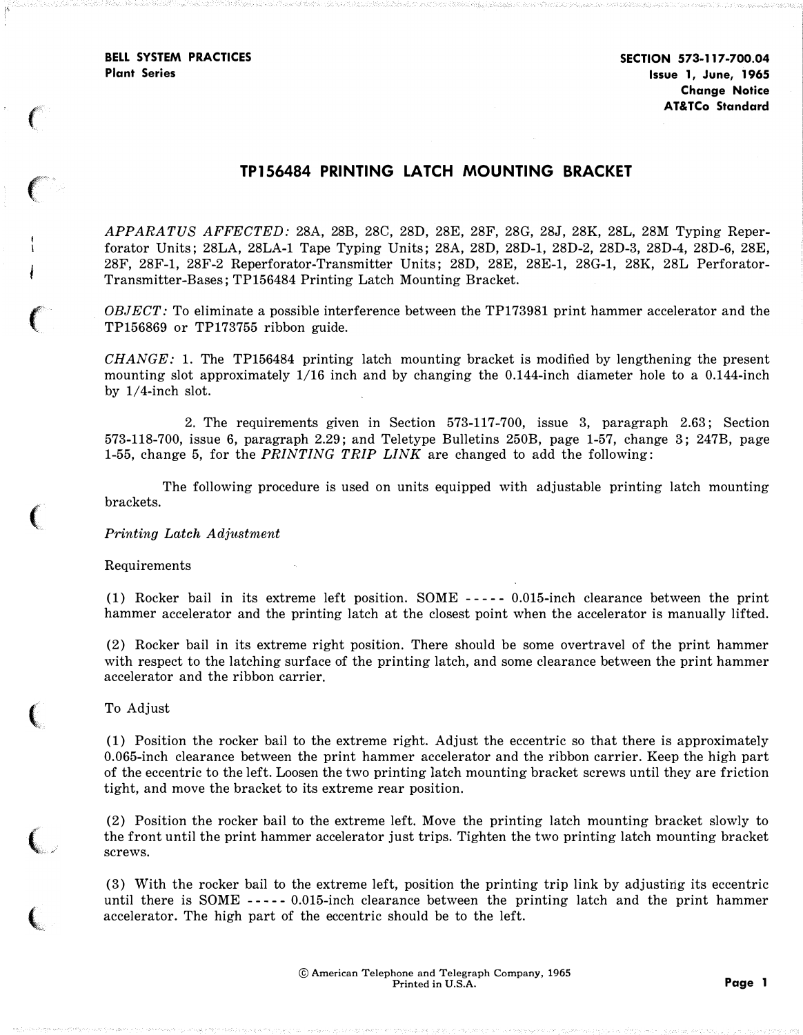BELL SYSTEM PRACTICES
Plant Series

SECTION 573-117-700.04
Issue 1, June, 1965
Change Notice
AT&TCo Standard

# TP156484 PRINTING LATCH MOUNTING BRACKET

*APPARATUS AFFECTED:* 28A, 28B, 28C, 28D, 28E, 28F, 28G, 28J, 28K, 28L, 28M Typing Reperforator Units; 28LA, 28LA-1 Tape Typing Units; 28A, 28D, 28D-1, 28D-2, 28D-3, 28D-4, 28D-6, 28E, 28F, 28F-1, 28F-2 Reperforator-Transmitter Units; 28D, 28E, 28E-1, 28G-1, 28K, 28L Perforator-Transmitter-Bases; TP156484 Printing Latch Mounting Bracket.

*OBJECT:* To eliminate a possible interference between the TP173981 print hammer accelerator and the TP156869 or TP173755 ribbon guide.

*CHANGE:* 1. The TP156484 printing latch mounting bracket is modified by lengthening the present mounting slot approximately 1/16 inch and by changing the 0.144-inch diameter hole to a 0.144-inch by 1/4-inch slot.

2. The requirements given in Section 573-117-700, issue 3, paragraph 2.63; Section 573-118-700, issue 6, paragraph 2.29; and Teletype Bulletins 250B, page 1-57, change 3; 247B, page 1-55, change 5, for the *PRINTING TRIP LINK* are changed to add the following:

The following procedure is used on units equipped with adjustable printing latch mounting brackets.

*Printing Latch Adjustment*

Requirements

(1) Rocker bail in its extreme left position. SOME ----- 0.015-inch clearance between the print hammer accelerator and the printing latch at the closest point when the accelerator is manually lifted.

(2) Rocker bail in its extreme right position. There should be some overtravel of the print hammer with respect to the latching surface of the printing latch, and some clearance between the print hammer accelerator and the ribbon carrier.

To Adjust

(1) Position the rocker bail to the extreme right. Adjust the eccentric so that there is approximately 0.065-inch clearance between the print hammer accelerator and the ribbon carrier. Keep the high part of the eccentric to the left. Loosen the two printing latch mounting bracket screws until they are friction tight, and move the bracket to its extreme rear position.

(2) Position the rocker bail to the extreme left. Move the printing latch mounting bracket slowly to the front until the print hammer accelerator just trips. Tighten the two printing latch mounting bracket screws.

(3) With the rocker bail to the extreme left, position the printing trip link by adjusting its eccentric until there is SOME ----- 0.015-inch clearance between the printing latch and the print hammer accelerator. The high part of the eccentric should be to the left.

© American Telephone and Telegraph Company, 1965
Printed in U.S.A.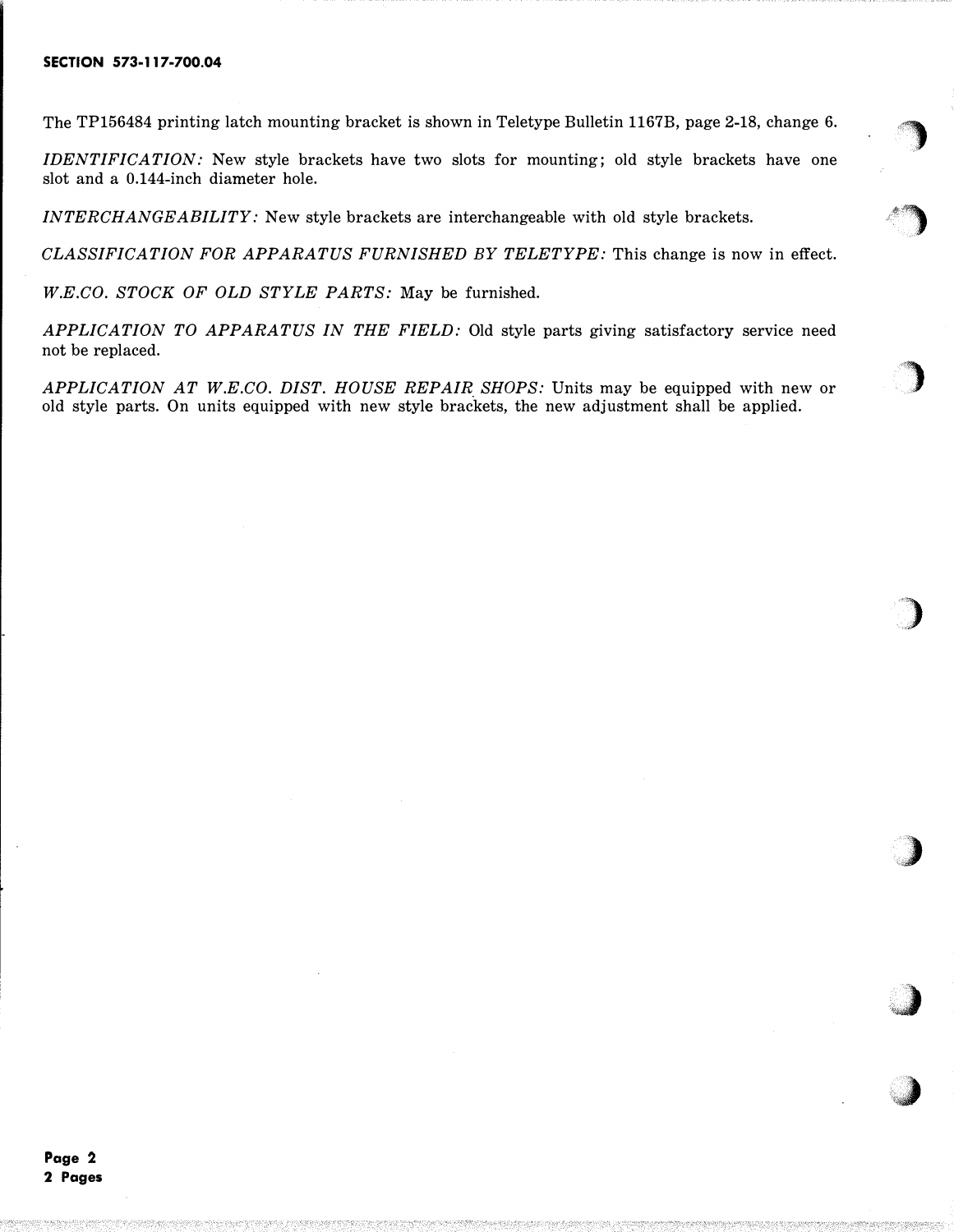The TP156484 printing latch mounting bracket is shown in Teletype Bulletin 1167B, page 2-18, change 6.

*IDENTIFICATION:* New style brackets have two slots for mounting; old style brackets have one slot and a 0.144-inch diameter hole.

*INTERCHANGEABILITY:* New style brackets are interchangeable with old style brackets.

*CLASSIFICATION FOR APPARATUS FURNISHED BY TELETYPE:* This change is now in effect.

*W.E.CO. STOCK OF OLD STYLE PARTS:* May be furnished.

*APPLICATION TO APPARATUS IN THE FIELD:* Old style parts giving satisfactory service need not be replaced.

*APPLICATION AT W.E.CO. DIST. HOUSE REPAIR SHOPS:* Units may be equipped with new or old style parts. On units equipped with new style brackets, the new adjustment shall be applied.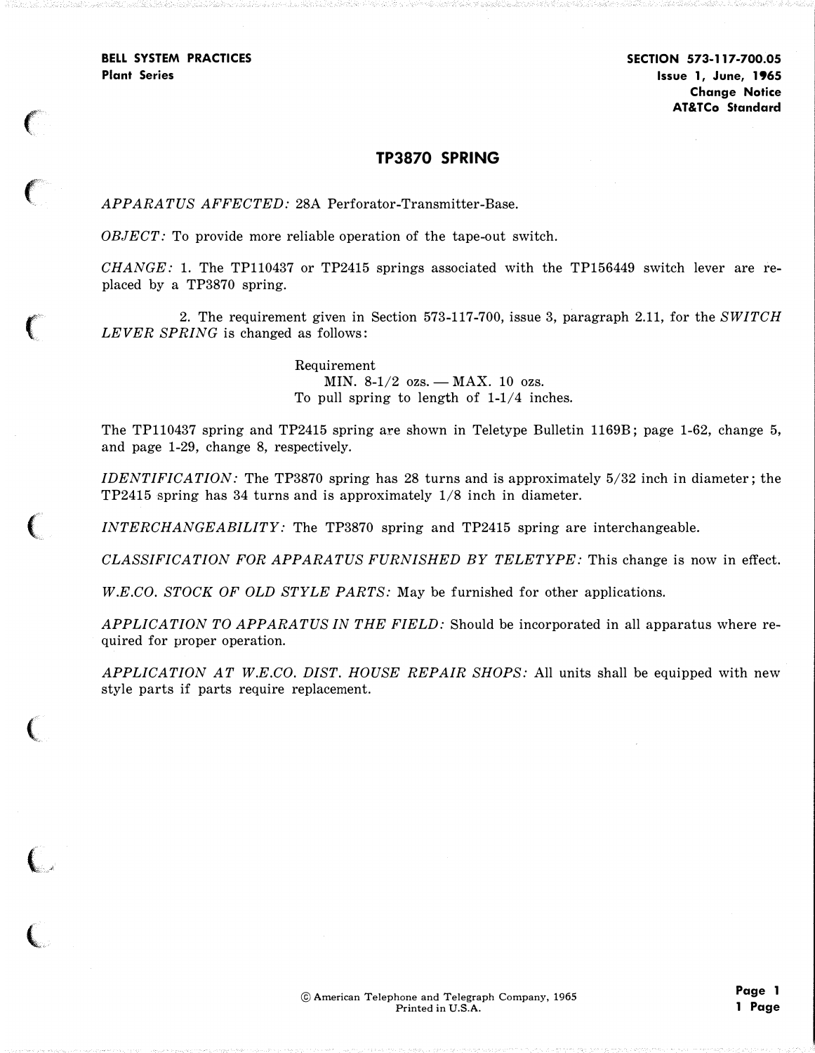BELL SYSTEM PRACTICES
Plant Series

SECTION 573-117-700.05
Issue 1, June, 1965
Change Notice
AT&TCo Standard

# TP3870 SPRING

*APPARATUS AFFECTED:* 28A Perforator-Transmitter-Base.

*OBJECT:* To provide more reliable operation of the tape-out switch.

*CHANGE:* 1. The TP110437 or TP2415 springs associated with the TP156449 switch lever are replaced by a TP3870 spring.

2. The requirement given in Section 573-117-700, issue 3, paragraph 2.11, for the *SWITCH LEVER SPRING* is changed as follows:

Requirement
MIN. 8-1/2 ozs. — MAX. 10 ozs.
To pull spring to length of 1-1/4 inches.

The TP110437 spring and TP2415 spring are shown in Teletype Bulletin 1169B; page 1-62, change 5, and page 1-29, change 8, respectively.

*IDENTIFICATION:* The TP3870 spring has 28 turns and is approximately 5/32 inch in diameter; the TP2415 spring has 34 turns and is approximately 1/8 inch in diameter.

*INTERCHANGEABILITY:* The TP3870 spring and TP2415 spring are interchangeable.

*CLASSIFICATION FOR APPARATUS FURNISHED BY TELETYPE:* This change is now in effect.

*W.E.CO. STOCK OF OLD STYLE PARTS:* May be furnished for other applications.

*APPLICATION TO APPARATUS IN THE FIELD:* Should be incorporated in all apparatus where required for proper operation.

*APPLICATION AT W.E.CO. DIST. HOUSE REPAIR SHOPS:* All units shall be equipped with new style parts if parts require replacement.

© American Telephone and Telegraph Company, 1965
Printed in U.S.A.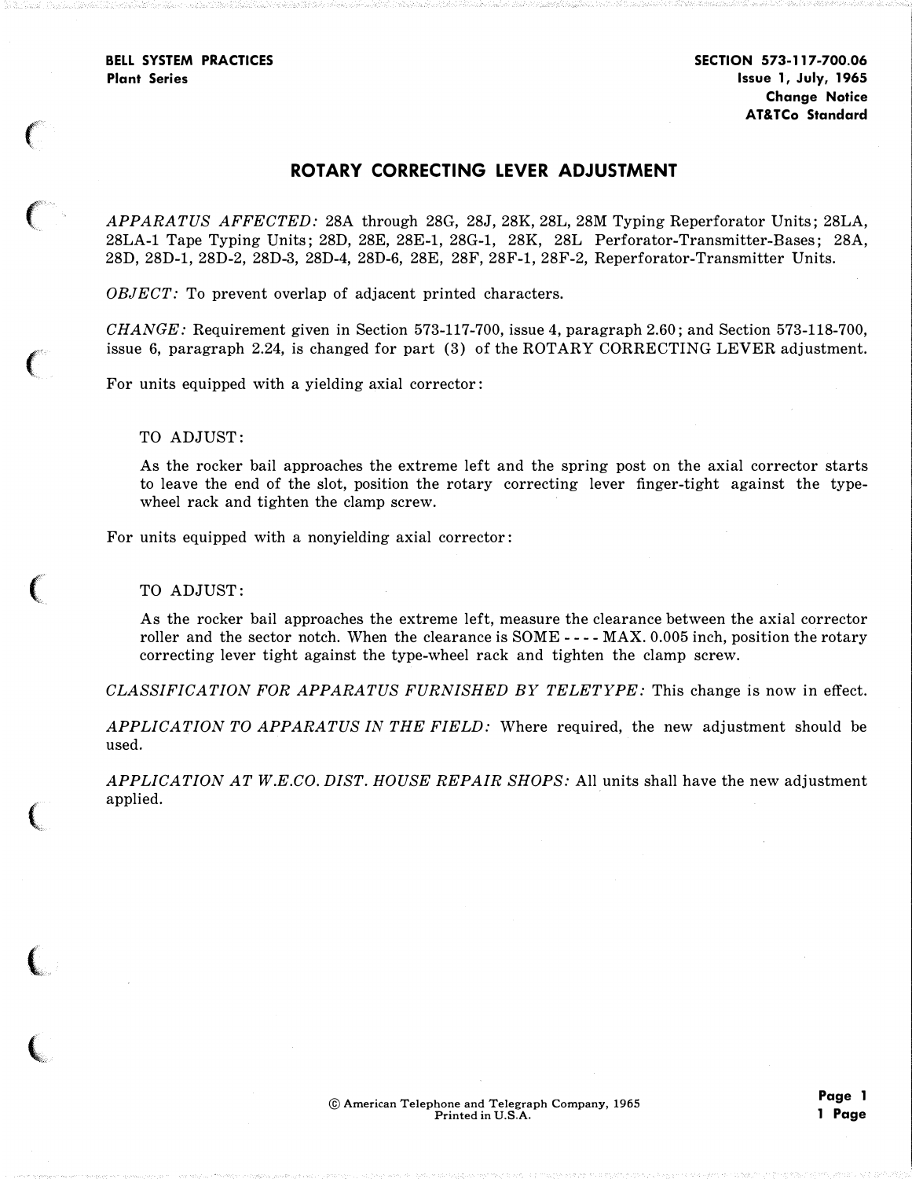BELL SYSTEM PRACTICES
Plant Series

SECTION 573-117-700.06
Issue 1, July, 1965
Change Notice
AT&TCo Standard

# ROTARY CORRECTING LEVER ADJUSTMENT

*APPARATUS AFFECTED:* 28A through 28G, 28J, 28K, 28L, 28M Typing Reperforator Units; 28LA, 28LA-1 Tape Typing Units; 28D, 28E, 28E-1, 28G-1, 28K, 28L Perforator-Transmitter-Bases; 28A, 28D, 28D-1, 28D-2, 28D-3, 28D-4, 28D-6, 28E, 28F, 28F-1, 28F-2, Reperforator-Transmitter Units.

*OBJECT:* To prevent overlap of adjacent printed characters.

*CHANGE:* Requirement given in Section 573-117-700, issue 4, paragraph 2.60; and Section 573-118-700, issue 6, paragraph 2.24, is changed for part (3) of the ROTARY CORRECTING LEVER adjustment.

For units equipped with a yielding axial corrector:

> TO ADJUST:
>
> As the rocker bail approaches the extreme left and the spring post on the axial corrector starts to leave the end of the slot, position the rotary correcting lever finger-tight against the type-wheel rack and tighten the clamp screw.

For units equipped with a nonyielding axial corrector:

> TO ADJUST:
>
> As the rocker bail approaches the extreme left, measure the clearance between the axial corrector roller and the sector notch. When the clearance is SOME - - - - MAX. 0.005 inch, position the rotary correcting lever tight against the type-wheel rack and tighten the clamp screw.

*CLASSIFICATION FOR APPARATUS FURNISHED BY TELETYPE:* This change is now in effect.

*APPLICATION TO APPARATUS IN THE FIELD:* Where required, the new adjustment should be used.

*APPLICATION AT W.E.CO. DIST. HOUSE REPAIR SHOPS:* All units shall have the new adjustment applied.

© American Telephone and Telegraph Company, 1965
Printed in U.S.A.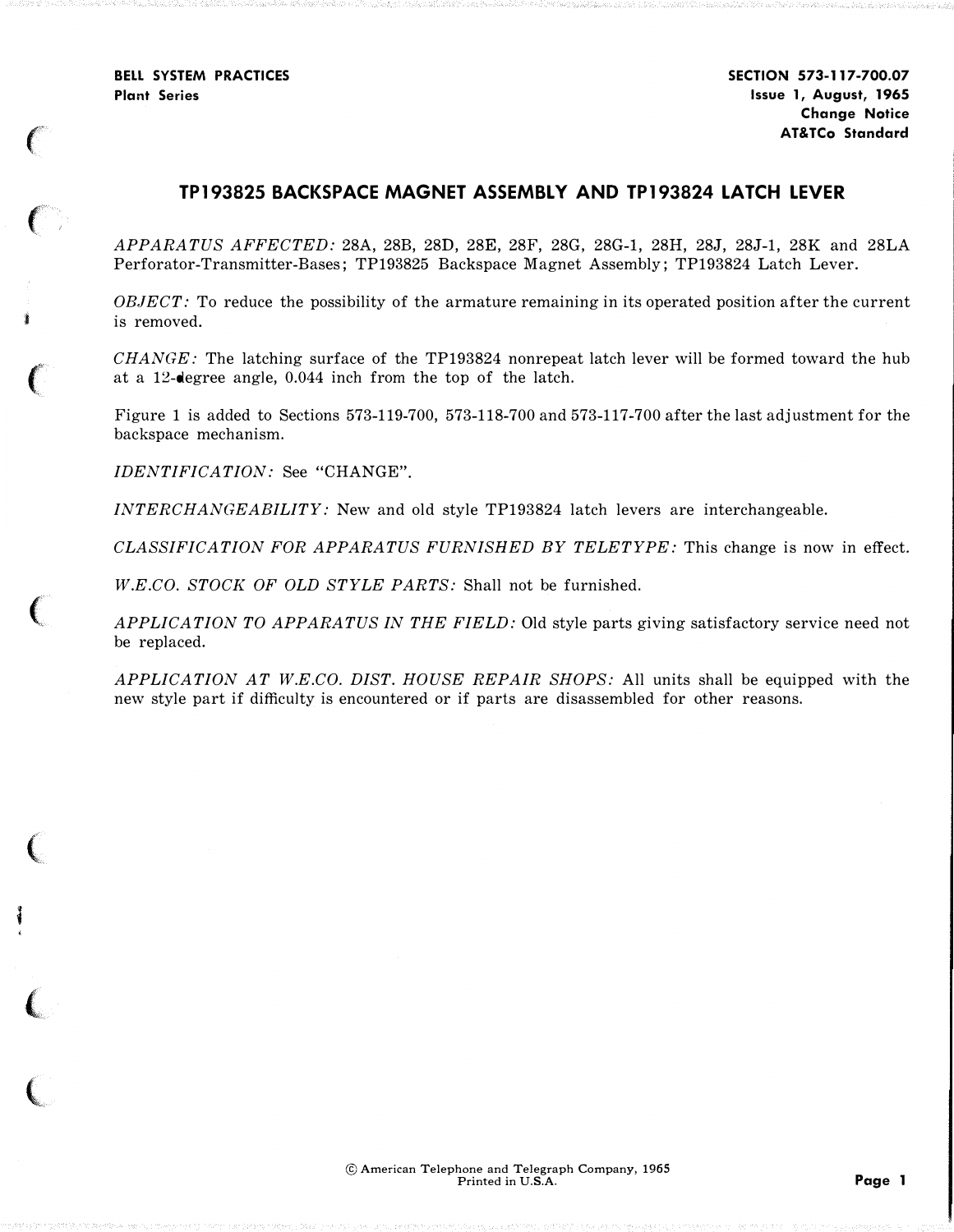BELL SYSTEM PRACTICES
Plant Series

SECTION 573-117-700.07
Issue 1, August, 1965
Change Notice
AT&TCo Standard

# TP193825 BACKSPACE MAGNET ASSEMBLY AND TP193824 LATCH LEVER

*APPARATUS AFFECTED:* 28A, 28B, 28D, 28E, 28F, 28G, 28G-1, 28H, 28J, 28J-1, 28K and 28LA Perforator-Transmitter-Bases; TP193825 Backspace Magnet Assembly; TP193824 Latch Lever.

*OBJECT:* To reduce the possibility of the armature remaining in its operated position after the current is removed.

*CHANGE:* The latching surface of the TP193824 nonrepeat latch lever will be formed toward the hub at a 12-degree angle, 0.044 inch from the top of the latch.

Figure 1 is added to Sections 573-119-700, 573-118-700 and 573-117-700 after the last adjustment for the backspace mechanism.

*IDENTIFICATION:* See "CHANGE".

*INTERCHANGEABILITY:* New and old style TP193824 latch levers are interchangeable.

*CLASSIFICATION FOR APPARATUS FURNISHED BY TELETYPE:* This change is now in effect.

*W.E.CO. STOCK OF OLD STYLE PARTS:* Shall not be furnished.

*APPLICATION TO APPARATUS IN THE FIELD:* Old style parts giving satisfactory service need not be replaced.

*APPLICATION AT W.E.CO. DIST. HOUSE REPAIR SHOPS:* All units shall be equipped with the new style part if difficulty is encountered or if parts are disassembled for other reasons.

© American Telephone and Telegraph Company, 1965
Printed in U.S.A.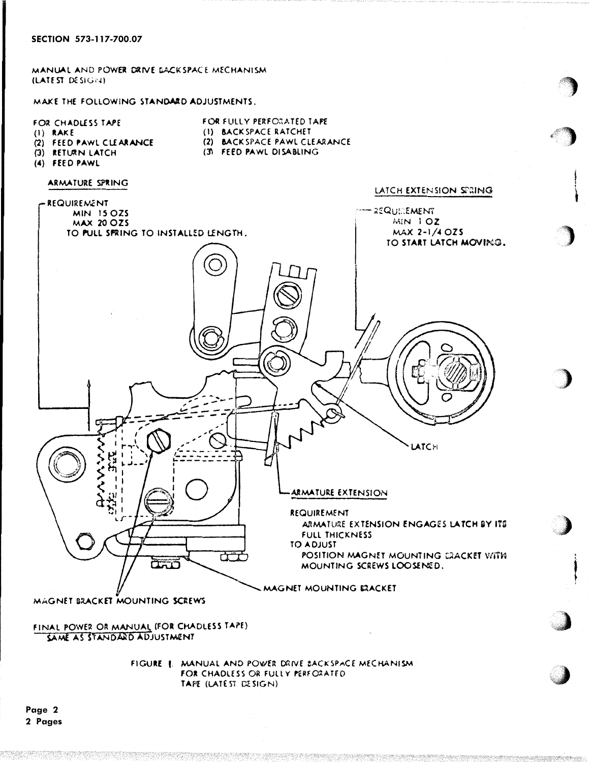MANUAL AND POWER DRIVE BACKSPACE MECHANISM
(LATEST DESIGN)

MAKE THE FOLLOWING STANDARD ADJUSTMENTS.

FOR CHADLESS TAPE
(1) RAKE
(2) FEED PAWL CLEARANCE
(3) RETURN LATCH
(4) FEED PAWL

FOR FULLY PERFORATED TAPE
(1) BACKSPACE RATCHET
(2) BACKSPACE PAWL CLEARANCE
(3) FEED PAWL DISABLING

ARMATURE SPRING

REQUIREMENT
MIN 15 OZS
MAX 20 OZS
TO PULL SPRING TO INSTALLED LENGTH.

LATCH EXTENSION SPRING

REQUIREMENT
MIN 1 OZ
MAX 2-1/4 OZS
TO START LATCH MOVING.

LATCH

ARMATURE EXTENSION

REQUIREMENT
ARMATURE EXTENSION ENGAGES LATCH BY ITS FULL THICKNESS
TO ADJUST
POSITION MAGNET MOUNTING BRACKET WITH MOUNTING SCREWS LOOSENED.

MAGNET MOUNTING BRACKET

MAGNET BRACKET MOUNTING SCREWS

FINAL POWER OR MANUAL (FOR CHADLESS TAPE)
SAME AS STANDARD ADJUSTMENT

FIGURE 1. MANUAL AND POWER DRIVE BACKSPACE MECHANISM FOR CHADLESS OR FULLY PERFORATED TAPE (LATEST DESIGN)